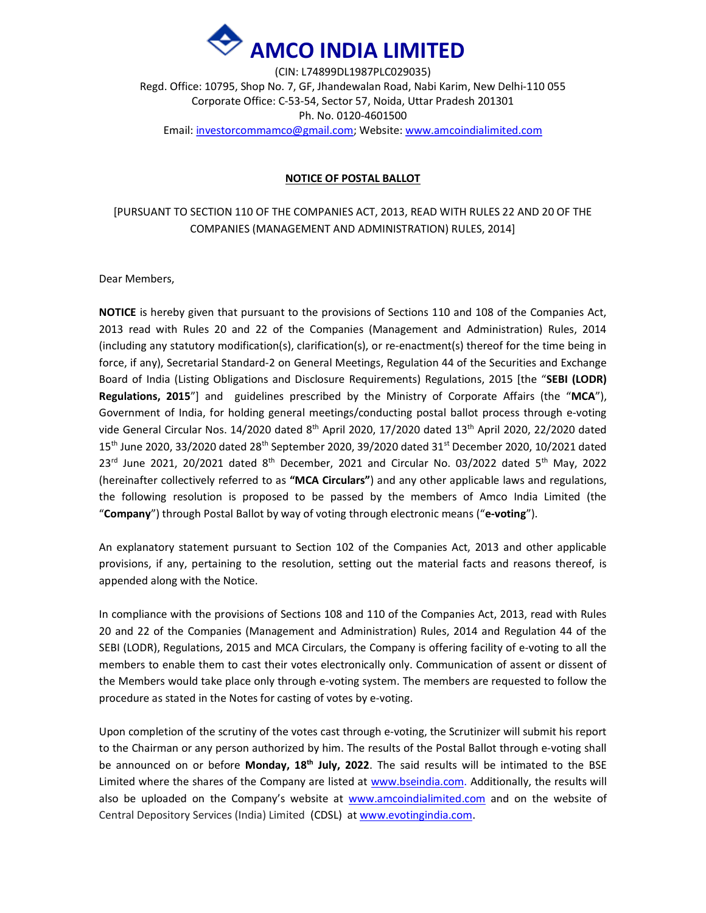# AMCO INDIA LIMITED

(CIN: L74899DL1987PLC029035)
Regd. Office: 10795, Shop No. 7, GF, Jhandewalan Road, Nabi Karim, New Delhi-110 055
Corporate Office: C-53-54, Sector 57, Noida, Uttar Pradesh 201301
Ph. No. 0120-4601500
Email: investorcommamco@gmail.com; Website: www.amcoindialimited.com

## NOTICE OF POSTAL BALLOT

[PURSUANT TO SECTION 110 OF THE COMPANIES ACT, 2013, READ WITH RULES 22 AND 20 OF THE COMPANIES (MANAGEMENT AND ADMINISTRATION) RULES, 2014]

Dear Members,

**NOTICE** is hereby given that pursuant to the provisions of Sections 110 and 108 of the Companies Act, 2013 read with Rules 20 and 22 of the Companies (Management and Administration) Rules, 2014 (including any statutory modification(s), clarification(s), or re-enactment(s) thereof for the time being in force, if any), Secretarial Standard-2 on General Meetings, Regulation 44 of the Securities and Exchange Board of India (Listing Obligations and Disclosure Requirements) Regulations, 2015 [the "**SEBI (LODR) Regulations, 2015**"] and guidelines prescribed by the Ministry of Corporate Affairs (the "**MCA**"), Government of India, for holding general meetings/conducting postal ballot process through e-voting vide General Circular Nos. 14/2020 dated 8th April 2020, 17/2020 dated 13th April 2020, 22/2020 dated 15th June 2020, 33/2020 dated 28th September 2020, 39/2020 dated 31st December 2020, 10/2021 dated 23rd June 2021, 20/2021 dated 8th December, 2021 and Circular No. 03/2022 dated 5th May, 2022 (hereinafter collectively referred to as **"MCA Circulars"**) and any other applicable laws and regulations, the following resolution is proposed to be passed by the members of Amco India Limited (the "**Company**") through Postal Ballot by way of voting through electronic means ("**e-voting**").

An explanatory statement pursuant to Section 102 of the Companies Act, 2013 and other applicable provisions, if any, pertaining to the resolution, setting out the material facts and reasons thereof, is appended along with the Notice.

In compliance with the provisions of Sections 108 and 110 of the Companies Act, 2013, read with Rules 20 and 22 of the Companies (Management and Administration) Rules, 2014 and Regulation 44 of the SEBI (LODR), Regulations, 2015 and MCA Circulars, the Company is offering facility of e-voting to all the members to enable them to cast their votes electronically only. Communication of assent or dissent of the Members would take place only through e-voting system. The members are requested to follow the procedure as stated in the Notes for casting of votes by e-voting.

Upon completion of the scrutiny of the votes cast through e-voting, the Scrutinizer will submit his report to the Chairman or any person authorized by him. The results of the Postal Ballot through e-voting shall be announced on or before **Monday, 18th July, 2022**. The said results will be intimated to the BSE Limited where the shares of the Company are listed at www.bseindia.com. Additionally, the results will also be uploaded on the Company's website at www.amcoindialimited.com and on the website of Central Depository Services (India) Limited (CDSL) at www.evotingindia.com.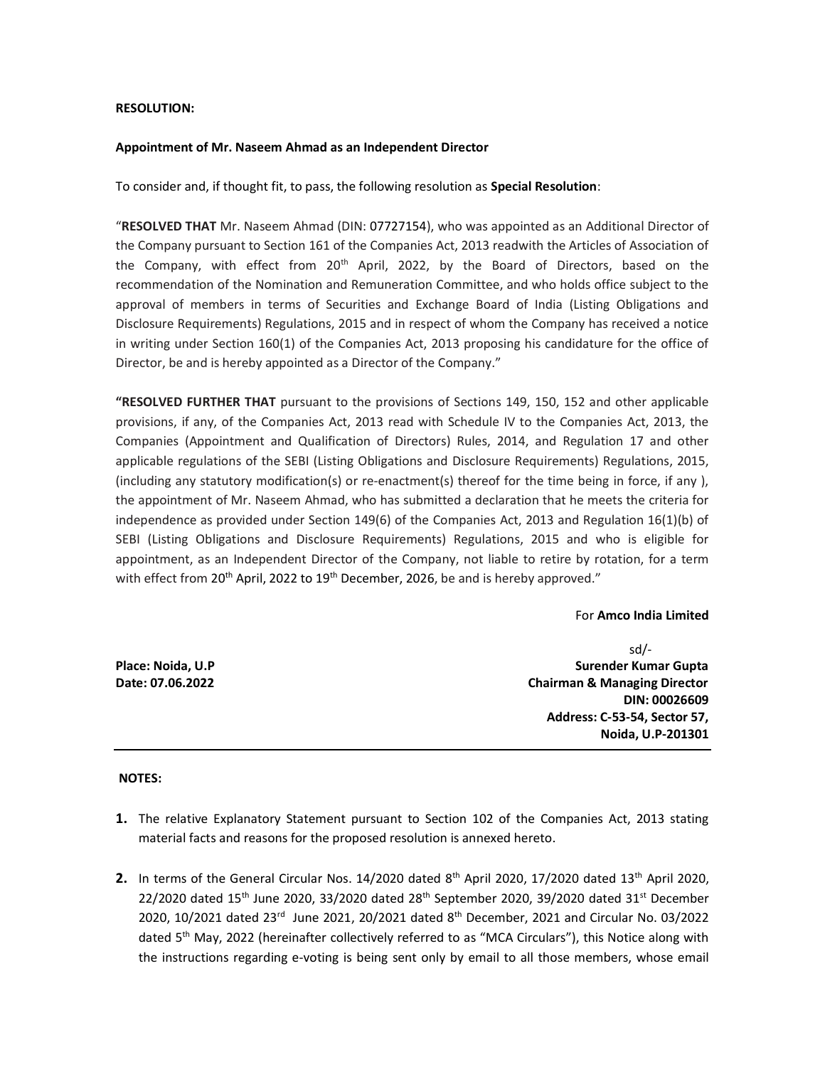**RESOLUTION:**

**Appointment of Mr. Naseem Ahmad as an Independent Director**

To consider and, if thought fit, to pass, the following resolution as **Special Resolution**:

"**RESOLVED THAT** Mr. Naseem Ahmad (DIN: 07727154), who was appointed as an Additional Director of the Company pursuant to Section 161 of the Companies Act, 2013 readwith the Articles of Association of the Company, with effect from 20th April, 2022, by the Board of Directors, based on the recommendation of the Nomination and Remuneration Committee, and who holds office subject to the approval of members in terms of Securities and Exchange Board of India (Listing Obligations and Disclosure Requirements) Regulations, 2015 and in respect of whom the Company has received a notice in writing under Section 160(1) of the Companies Act, 2013 proposing his candidature for the office of Director, be and is hereby appointed as a Director of the Company."

**"RESOLVED FURTHER THAT** pursuant to the provisions of Sections 149, 150, 152 and other applicable provisions, if any, of the Companies Act, 2013 read with Schedule IV to the Companies Act, 2013, the Companies (Appointment and Qualification of Directors) Rules, 2014, and Regulation 17 and other applicable regulations of the SEBI (Listing Obligations and Disclosure Requirements) Regulations, 2015, (including any statutory modification(s) or re-enactment(s) thereof for the time being in force, if any ), the appointment of Mr. Naseem Ahmad, who has submitted a declaration that he meets the criteria for independence as provided under Section 149(6) of the Companies Act, 2013 and Regulation 16(1)(b) of SEBI (Listing Obligations and Disclosure Requirements) Regulations, 2015 and who is eligible for appointment, as an Independent Director of the Company, not liable to retire by rotation, for a term with effect from 20th April, 2022 to 19th December, 2026, be and is hereby approved."

For **Amco India Limited**

sd/-

**Place: Noida, U.P**
**Date: 07.06.2022**

**Surender Kumar Gupta**
**Chairman & Managing Director**
**DIN: 00026609**
**Address: C-53-54, Sector 57,**
**Noida, U.P-201301**

---

**NOTES:**

1. The relative Explanatory Statement pursuant to Section 102 of the Companies Act, 2013 stating material facts and reasons for the proposed resolution is annexed hereto.

2. In terms of the General Circular Nos. 14/2020 dated 8th April 2020, 17/2020 dated 13th April 2020, 22/2020 dated 15th June 2020, 33/2020 dated 28th September 2020, 39/2020 dated 31st December 2020, 10/2021 dated 23rd June 2021, 20/2021 dated 8th December, 2021 and Circular No. 03/2022 dated 5th May, 2022 (hereinafter collectively referred to as "MCA Circulars"), this Notice along with the instructions regarding e-voting is being sent only by email to all those members, whose email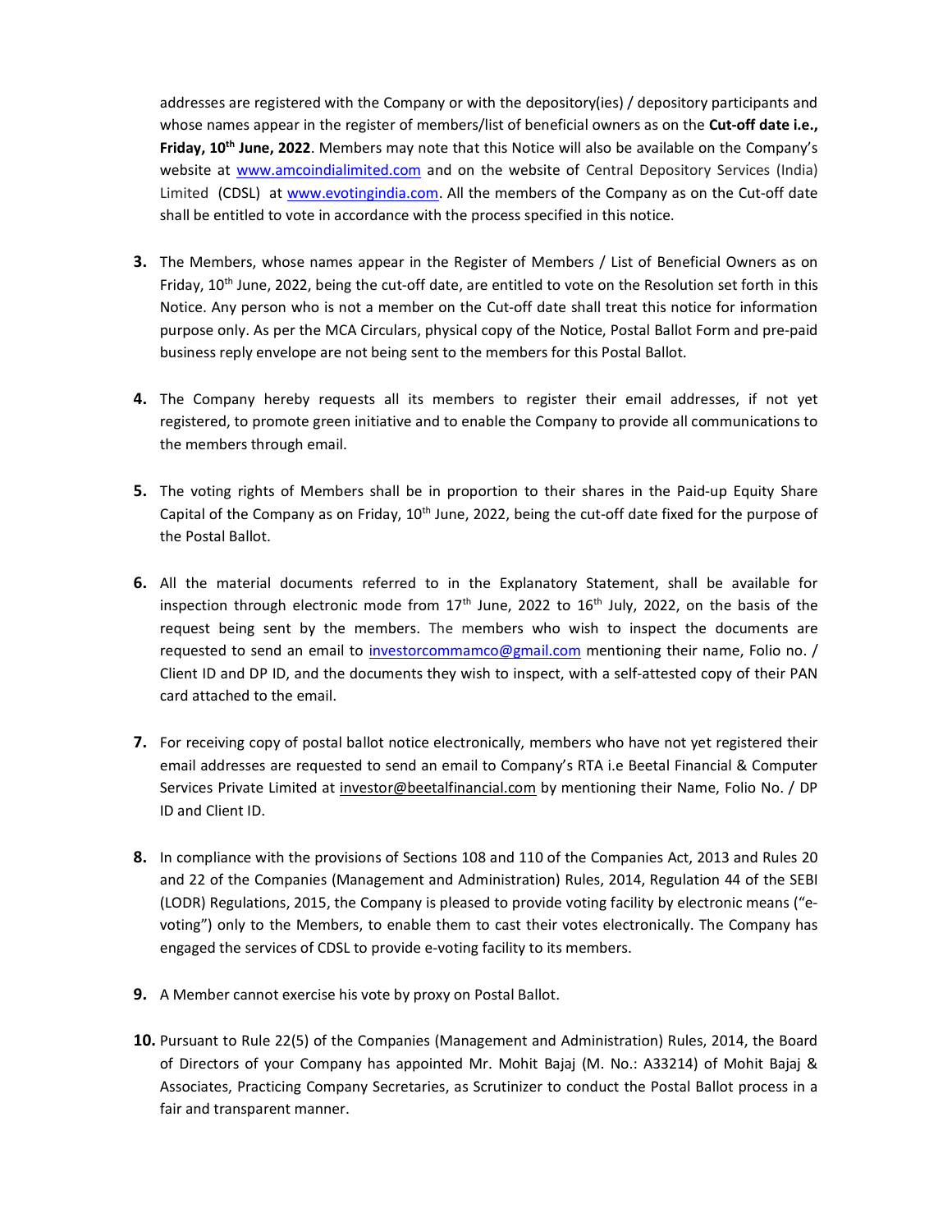addresses are registered with the Company or with the depository(ies) / depository participants and whose names appear in the register of members/list of beneficial owners as on the **Cut-off date i.e., Friday, 10th June, 2022**. Members may note that this Notice will also be available on the Company's website at www.amcoindialimited.com and on the website of Central Depository Services (India) Limited (CDSL) at www.evotingindia.com. All the members of the Company as on the Cut-off date shall be entitled to vote in accordance with the process specified in this notice.

3. The Members, whose names appear in the Register of Members / List of Beneficial Owners as on Friday, 10th June, 2022, being the cut-off date, are entitled to vote on the Resolution set forth in this Notice. Any person who is not a member on the Cut-off date shall treat this notice for information purpose only. As per the MCA Circulars, physical copy of the Notice, Postal Ballot Form and pre-paid business reply envelope are not being sent to the members for this Postal Ballot.

4. The Company hereby requests all its members to register their email addresses, if not yet registered, to promote green initiative and to enable the Company to provide all communications to the members through email.

5. The voting rights of Members shall be in proportion to their shares in the Paid-up Equity Share Capital of the Company as on Friday, 10th June, 2022, being the cut-off date fixed for the purpose of the Postal Ballot.

6. All the material documents referred to in the Explanatory Statement, shall be available for inspection through electronic mode from 17th June, 2022 to 16th July, 2022, on the basis of the request being sent by the members. The members who wish to inspect the documents are requested to send an email to investorcommamco@gmail.com mentioning their name, Folio no. / Client ID and DP ID, and the documents they wish to inspect, with a self-attested copy of their PAN card attached to the email.

7. For receiving copy of postal ballot notice electronically, members who have not yet registered their email addresses are requested to send an email to Company's RTA i.e Beetal Financial & Computer Services Private Limited at investor@beetalfinancial.com by mentioning their Name, Folio No. / DP ID and Client ID.

8. In compliance with the provisions of Sections 108 and 110 of the Companies Act, 2013 and Rules 20 and 22 of the Companies (Management and Administration) Rules, 2014, Regulation 44 of the SEBI (LODR) Regulations, 2015, the Company is pleased to provide voting facility by electronic means ("e-voting") only to the Members, to enable them to cast their votes electronically. The Company has engaged the services of CDSL to provide e-voting facility to its members.

9. A Member cannot exercise his vote by proxy on Postal Ballot.

10. Pursuant to Rule 22(5) of the Companies (Management and Administration) Rules, 2014, the Board of Directors of your Company has appointed Mr. Mohit Bajaj (M. No.: A33214) of Mohit Bajaj & Associates, Practicing Company Secretaries, as Scrutinizer to conduct the Postal Ballot process in a fair and transparent manner.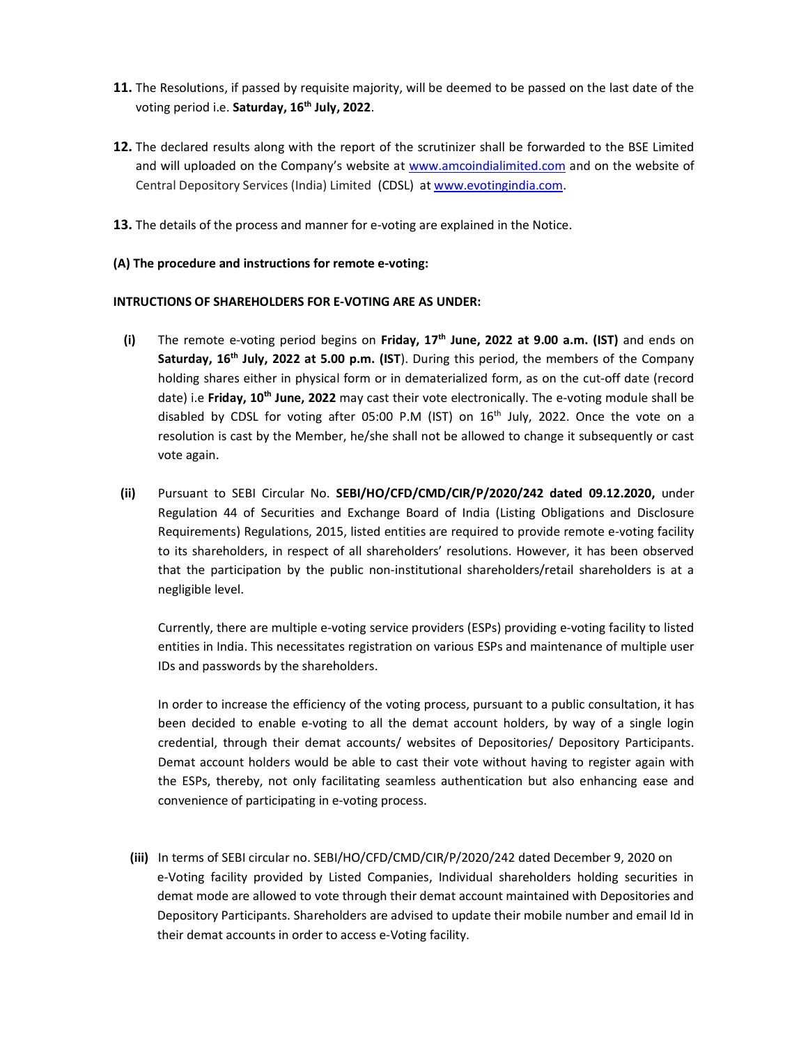**11.** The Resolutions, if passed by requisite majority, will be deemed to be passed on the last date of the voting period i.e. **Saturday, 16th July, 2022**.

**12.** The declared results along with the report of the scrutinizer shall be forwarded to the BSE Limited and will uploaded on the Company's website at www.amcoindialimited.com and on the website of Central Depository Services (India) Limited (CDSL) at www.evotingindia.com.

**13.** The details of the process and manner for e-voting are explained in the Notice.

**(A) The procedure and instructions for remote e-voting:**

**INTRUCTIONS OF SHAREHOLDERS FOR E-VOTING ARE AS UNDER:**

**(i)** The remote e-voting period begins on **Friday, 17th June, 2022 at 9.00 a.m. (IST)** and ends on **Saturday, 16th July, 2022 at 5.00 p.m. (IST**). During this period, the members of the Company holding shares either in physical form or in dematerialized form, as on the cut-off date (record date) i.e **Friday, 10th June, 2022** may cast their vote electronically. The e-voting module shall be disabled by CDSL for voting after 05:00 P.M (IST) on 16th July, 2022. Once the vote on a resolution is cast by the Member, he/she shall not be allowed to change it subsequently or cast vote again.

**(ii)** Pursuant to SEBI Circular No. **SEBI/HO/CFD/CMD/CIR/P/2020/242 dated 09.12.2020,** under Regulation 44 of Securities and Exchange Board of India (Listing Obligations and Disclosure Requirements) Regulations, 2015, listed entities are required to provide remote e-voting facility to its shareholders, in respect of all shareholders' resolutions. However, it has been observed that the participation by the public non-institutional shareholders/retail shareholders is at a negligible level.

Currently, there are multiple e-voting service providers (ESPs) providing e-voting facility to listed entities in India. This necessitates registration on various ESPs and maintenance of multiple user IDs and passwords by the shareholders.

In order to increase the efficiency of the voting process, pursuant to a public consultation, it has been decided to enable e-voting to all the demat account holders, by way of a single login credential, through their demat accounts/ websites of Depositories/ Depository Participants. Demat account holders would be able to cast their vote without having to register again with the ESPs, thereby, not only facilitating seamless authentication but also enhancing ease and convenience of participating in e-voting process.

**(iii)** In terms of SEBI circular no. SEBI/HO/CFD/CMD/CIR/P/2020/242 dated December 9, 2020 on e-Voting facility provided by Listed Companies, Individual shareholders holding securities in demat mode are allowed to vote through their demat account maintained with Depositories and Depository Participants. Shareholders are advised to update their mobile number and email Id in their demat accounts in order to access e-Voting facility.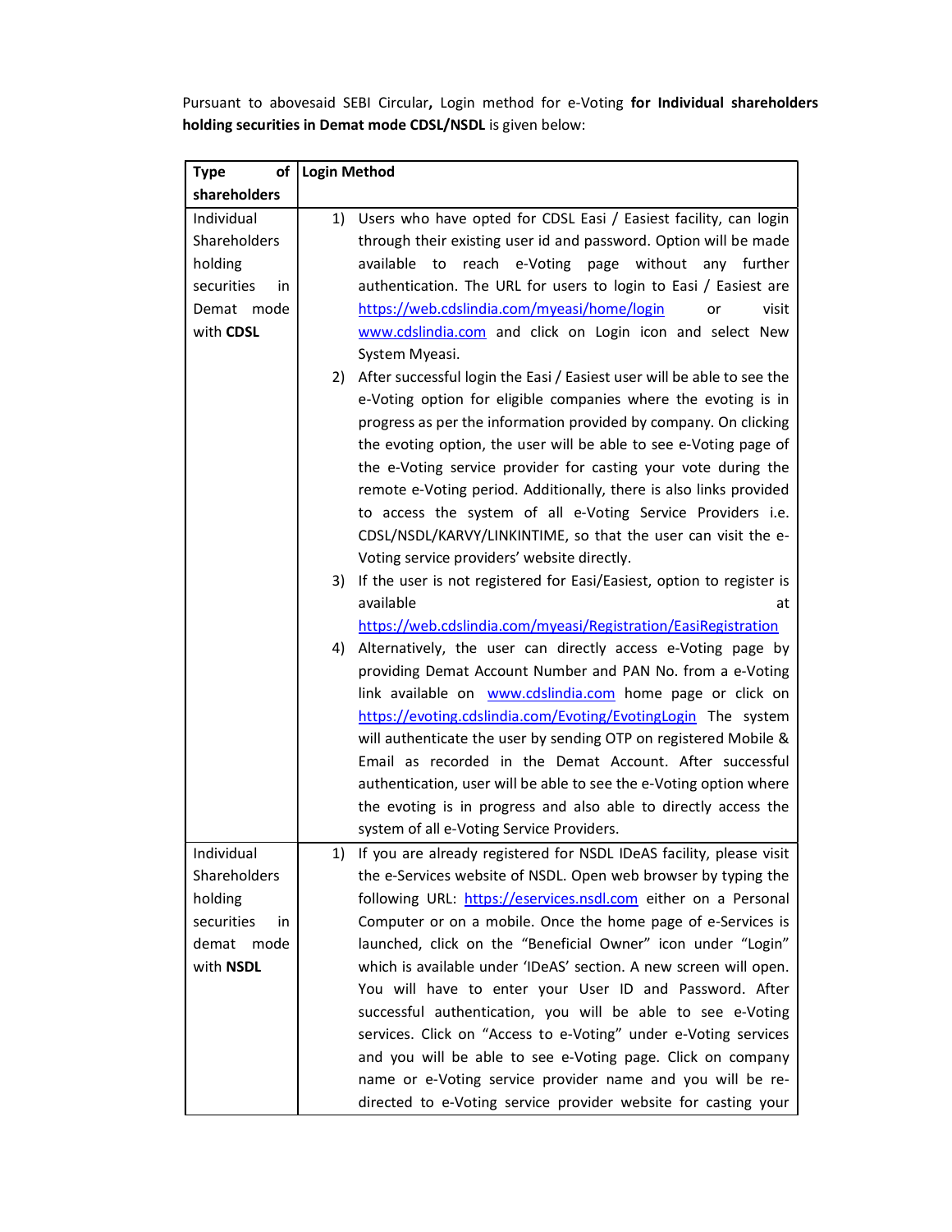Pursuant to abovesaid SEBI Circular**,** Login method for e-Voting **for Individual shareholders holding securities in Demat mode CDSL/NSDL** is given below:

| **Type of shareholders** | **Login Method** |
|---|---|
| Individual Shareholders holding securities in Demat mode with **CDSL** | 1) Users who have opted for CDSL Easi / Easiest facility, can login through their existing user id and password. Option will be made available to reach e-Voting page without any further authentication. The URL for users to login to Easi / Easiest are https://web.cdslindia.com/myeasi/home/login or visit www.cdslindia.com and click on Login icon and select New System Myeasi.<br>2) After successful login the Easi / Easiest user will be able to see the e-Voting option for eligible companies where the evoting is in progress as per the information provided by company. On clicking the evoting option, the user will be able to see e-Voting page of the e-Voting service provider for casting your vote during the remote e-Voting period. Additionally, there is also links provided to access the system of all e-Voting Service Providers i.e. CDSL/NSDL/KARVY/LINKINTIME, so that the user can visit the e-Voting service providers' website directly.<br>3) If the user is not registered for Easi/Easiest, option to register is available at https://web.cdslindia.com/myeasi/Registration/EasiRegistration<br>4) Alternatively, the user can directly access e-Voting page by providing Demat Account Number and PAN No. from a e-Voting link available on www.cdslindia.com home page or click on https://evoting.cdslindia.com/Evoting/EvotingLogin The system will authenticate the user by sending OTP on registered Mobile & Email as recorded in the Demat Account. After successful authentication, user will be able to see the e-Voting option where the evoting is in progress and also able to directly access the system of all e-Voting Service Providers. |
| Individual Shareholders holding securities in demat mode with **NSDL** | 1) If you are already registered for NSDL IDeAS facility, please visit the e-Services website of NSDL. Open web browser by typing the following URL: https://eservices.nsdl.com either on a Personal Computer or on a mobile. Once the home page of e-Services is launched, click on the "Beneficial Owner" icon under "Login" which is available under 'IDeAS' section. A new screen will open. You will have to enter your User ID and Password. After successful authentication, you will be able to see e-Voting services. Click on "Access to e-Voting" under e-Voting services and you will be able to see e-Voting page. Click on company name or e-Voting service provider name and you will be re-directed to e-Voting service provider website for casting your |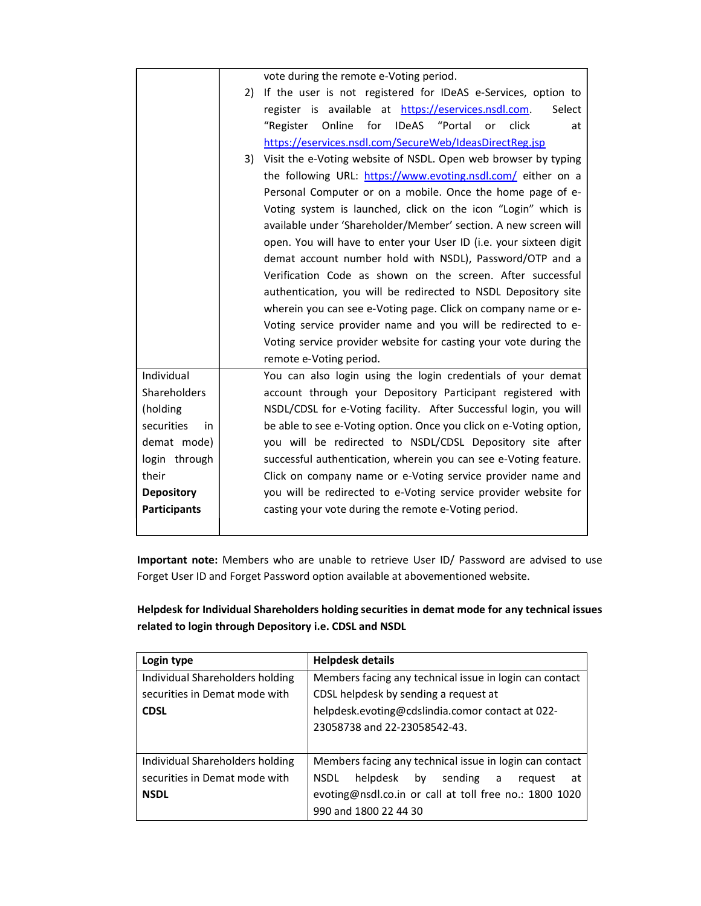| | |
|---|---|
| | vote during the remote e-Voting period.<br>2) If the user is not registered for IDeAS e-Services, option to register is available at https://eservices.nsdl.com. Select "Register Online for IDeAS "Portal or click at https://eservices.nsdl.com/SecureWeb/IdeasDirectReg.jsp<br>3) Visit the e-Voting website of NSDL. Open web browser by typing the following URL: https://www.evoting.nsdl.com/ either on a Personal Computer or on a mobile. Once the home page of e-Voting system is launched, click on the icon "Login" which is available under 'Shareholder/Member' section. A new screen will open. You will have to enter your User ID (i.e. your sixteen digit demat account number hold with NSDL), Password/OTP and a Verification Code as shown on the screen. After successful authentication, you will be redirected to NSDL Depository site wherein you can see e-Voting page. Click on company name or e-Voting service provider name and you will be redirected to e-Voting service provider website for casting your vote during the remote e-Voting period. |
| Individual Shareholders (holding securities in demat mode) login through their **Depository Participants** | You can also login using the login credentials of your demat account through your Depository Participant registered with NSDL/CDSL for e-Voting facility. After Successful login, you will be able to see e-Voting option. Once you click on e-Voting option, you will be redirected to NSDL/CDSL Depository site after successful authentication, wherein you can see e-Voting feature. Click on company name or e-Voting service provider name and you will be redirected to e-Voting service provider website for casting your vote during the remote e-Voting period. |

**Important note:** Members who are unable to retrieve User ID/ Password are advised to use Forget User ID and Forget Password option available at abovementioned website.

**Helpdesk for Individual Shareholders holding securities in demat mode for any technical issues related to login through Depository i.e. CDSL and NSDL**

| Login type | Helpdesk details |
|---|---|
| Individual Shareholders holding securities in Demat mode with **CDSL** | Members facing any technical issue in login can contact CDSL helpdesk by sending a request at helpdesk.evoting@cdslindia.comor contact at 022-23058738 and 22-23058542-43. |
| Individual Shareholders holding securities in Demat mode with **NSDL** | Members facing any technical issue in login can contact NSDL helpdesk by sending a request at evoting@nsdl.co.in or call at toll free no.: 1800 1020 990 and 1800 22 44 30 |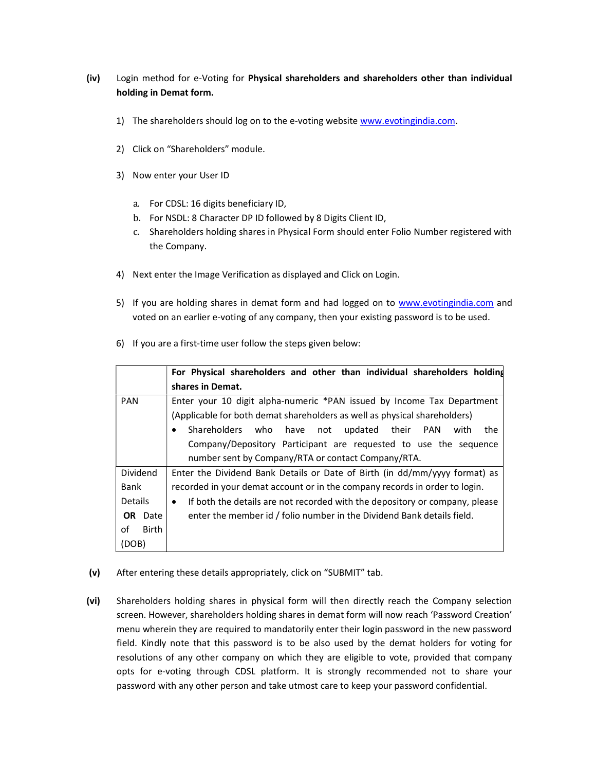**(iv)** Login method for e-Voting for **Physical shareholders and shareholders other than individual holding in Demat form.**

1) The shareholders should log on to the e-voting website www.evotingindia.com.

2) Click on "Shareholders" module.

3) Now enter your User ID

   a. For CDSL: 16 digits beneficiary ID,
   b. For NSDL: 8 Character DP ID followed by 8 Digits Client ID,
   c. Shareholders holding shares in Physical Form should enter Folio Number registered with the Company.

4) Next enter the Image Verification as displayed and Click on Login.

5) If you are holding shares in demat form and had logged on to www.evotingindia.com and voted on an earlier e-voting of any company, then your existing password is to be used.

6) If you are a first-time user follow the steps given below:

| | **For Physical shareholders and other than individual shareholders holding shares in Demat.** |
|---|---|
| PAN | Enter your 10 digit alpha-numeric *PAN issued by Income Tax Department (Applicable for both demat shareholders as well as physical shareholders)<br>• Shareholders who have not updated their PAN with the Company/Depository Participant are requested to use the sequence number sent by Company/RTA or contact Company/RTA. |
| Dividend Bank Details **OR** Date of Birth (DOB) | Enter the Dividend Bank Details or Date of Birth (in dd/mm/yyyy format) as recorded in your demat account or in the company records in order to login.<br>• If both the details are not recorded with the depository or company, please enter the member id / folio number in the Dividend Bank details field. |

**(v)** After entering these details appropriately, click on "SUBMIT" tab.

**(vi)** Shareholders holding shares in physical form will then directly reach the Company selection screen. However, shareholders holding shares in demat form will now reach 'Password Creation' menu wherein they are required to mandatorily enter their login password in the new password field. Kindly note that this password is to be also used by the demat holders for voting for resolutions of any other company on which they are eligible to vote, provided that company opts for e-voting through CDSL platform. It is strongly recommended not to share your password with any other person and take utmost care to keep your password confidential.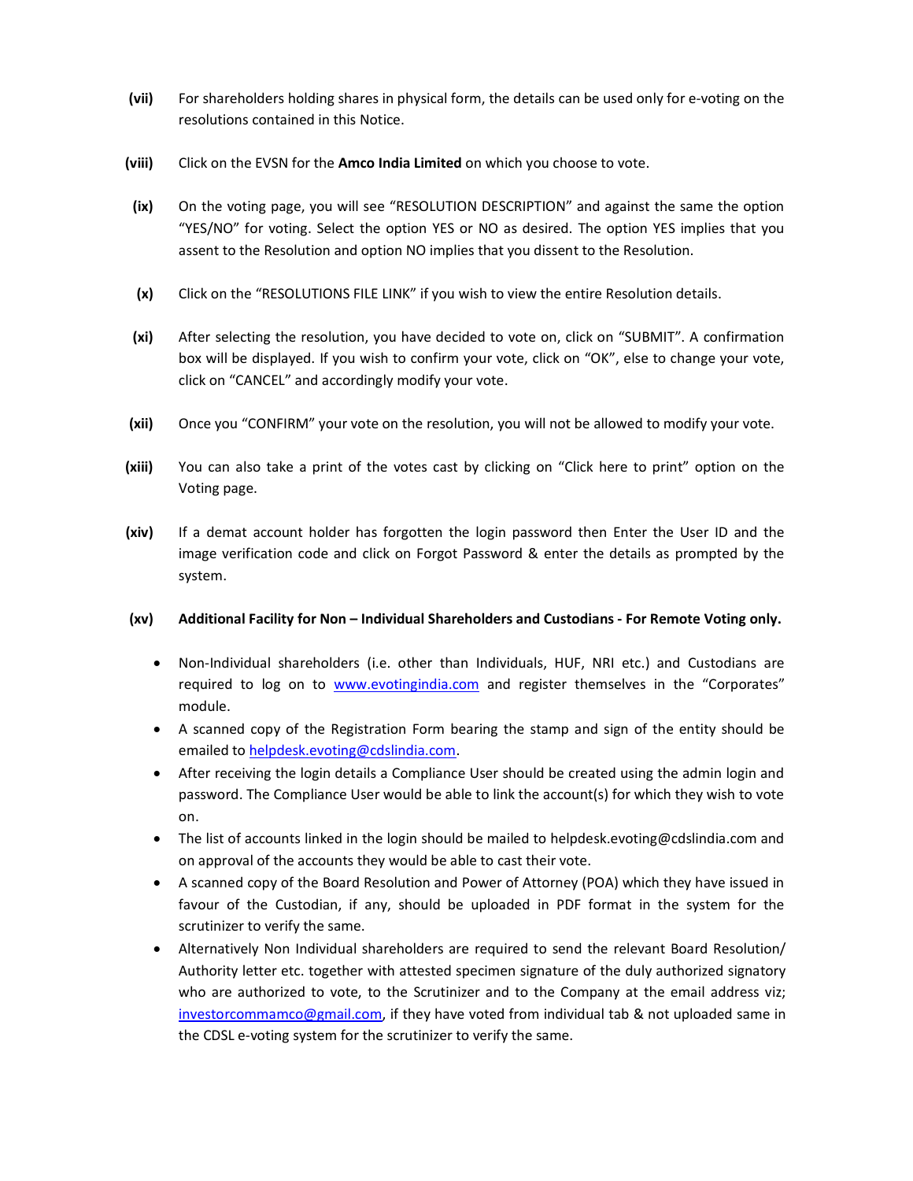**(vii)** For shareholders holding shares in physical form, the details can be used only for e-voting on the resolutions contained in this Notice.

**(viii)** Click on the EVSN for the **Amco India Limited** on which you choose to vote.

**(ix)** On the voting page, you will see "RESOLUTION DESCRIPTION" and against the same the option "YES/NO" for voting. Select the option YES or NO as desired. The option YES implies that you assent to the Resolution and option NO implies that you dissent to the Resolution.

**(x)** Click on the "RESOLUTIONS FILE LINK" if you wish to view the entire Resolution details.

**(xi)** After selecting the resolution, you have decided to vote on, click on "SUBMIT". A confirmation box will be displayed. If you wish to confirm your vote, click on "OK", else to change your vote, click on "CANCEL" and accordingly modify your vote.

**(xii)** Once you "CONFIRM" your vote on the resolution, you will not be allowed to modify your vote.

**(xiii)** You can also take a print of the votes cast by clicking on "Click here to print" option on the Voting page.

**(xiv)** If a demat account holder has forgotten the login password then Enter the User ID and the image verification code and click on Forgot Password & enter the details as prompted by the system.

**(xv)** **Additional Facility for Non – Individual Shareholders and Custodians - For Remote Voting only.**

- Non-Individual shareholders (i.e. other than Individuals, HUF, NRI etc.) and Custodians are required to log on to www.evotingindia.com and register themselves in the "Corporates" module.
- A scanned copy of the Registration Form bearing the stamp and sign of the entity should be emailed to helpdesk.evoting@cdslindia.com.
- After receiving the login details a Compliance User should be created using the admin login and password. The Compliance User would be able to link the account(s) for which they wish to vote on.
- The list of accounts linked in the login should be mailed to helpdesk.evoting@cdslindia.com and on approval of the accounts they would be able to cast their vote.
- A scanned copy of the Board Resolution and Power of Attorney (POA) which they have issued in favour of the Custodian, if any, should be uploaded in PDF format in the system for the scrutinizer to verify the same.
- Alternatively Non Individual shareholders are required to send the relevant Board Resolution/ Authority letter etc. together with attested specimen signature of the duly authorized signatory who are authorized to vote, to the Scrutinizer and to the Company at the email address viz; investorcommamco@gmail.com, if they have voted from individual tab & not uploaded same in the CDSL e-voting system for the scrutinizer to verify the same.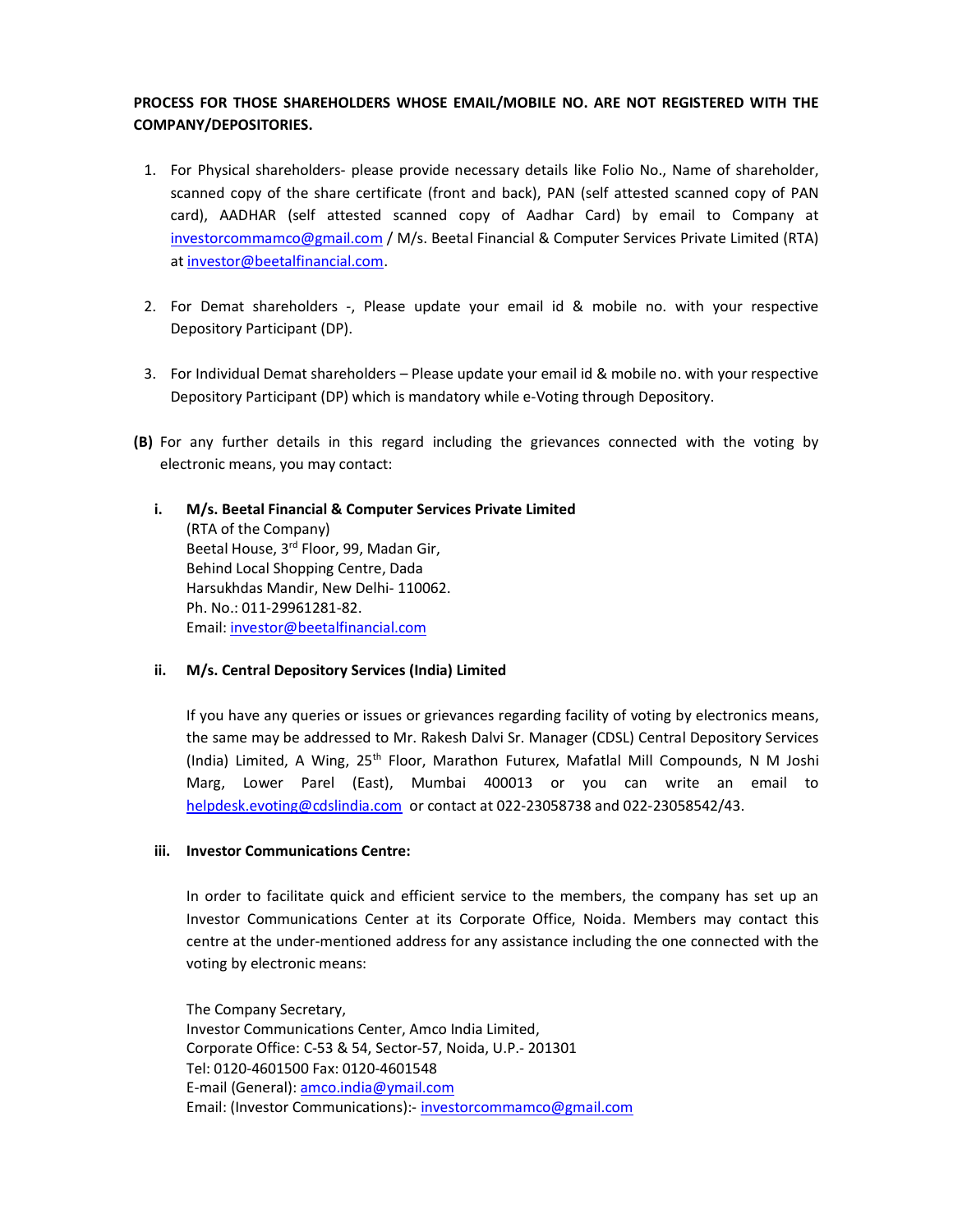**PROCESS FOR THOSE SHAREHOLDERS WHOSE EMAIL/MOBILE NO. ARE NOT REGISTERED WITH THE COMPANY/DEPOSITORIES.**

1. For Physical shareholders- please provide necessary details like Folio No., Name of shareholder, scanned copy of the share certificate (front and back), PAN (self attested scanned copy of PAN card), AADHAR (self attested scanned copy of Aadhar Card) by email to Company at investorcommamco@gmail.com / M/s. Beetal Financial & Computer Services Private Limited (RTA) at investor@beetalfinancial.com.

2. For Demat shareholders -, Please update your email id & mobile no. with your respective Depository Participant (DP).

3. For Individual Demat shareholders – Please update your email id & mobile no. with your respective Depository Participant (DP) which is mandatory while e-Voting through Depository.

**(B)** For any further details in this regard including the grievances connected with the voting by electronic means, you may contact:

i. **M/s. Beetal Financial & Computer Services Private Limited**
(RTA of the Company)
Beetal House, 3rd Floor, 99, Madan Gir,
Behind Local Shopping Centre, Dada
Harsukhdas Mandir, New Delhi- 110062.
Ph. No.: 011-29961281-82.
Email: investor@beetalfinancial.com

ii. **M/s. Central Depository Services (India) Limited**

If you have any queries or issues or grievances regarding facility of voting by electronics means, the same may be addressed to Mr. Rakesh Dalvi Sr. Manager (CDSL) Central Depository Services (India) Limited, A Wing, 25th Floor, Marathon Futurex, Mafatlal Mill Compounds, N M Joshi Marg, Lower Parel (East), Mumbai 400013 or you can write an email to helpdesk.evoting@cdslindia.com or contact at 022-23058738 and 022-23058542/43.

iii. **Investor Communications Centre:**

In order to facilitate quick and efficient service to the members, the company has set up an Investor Communications Center at its Corporate Office, Noida. Members may contact this centre at the under-mentioned address for any assistance including the one connected with the voting by electronic means:

The Company Secretary,
Investor Communications Center, Amco India Limited,
Corporate Office: C-53 & 54, Sector-57, Noida, U.P.- 201301
Tel: 0120-4601500 Fax: 0120-4601548
E-mail (General): amco.india@ymail.com
Email: (Investor Communications):- investorcommamco@gmail.com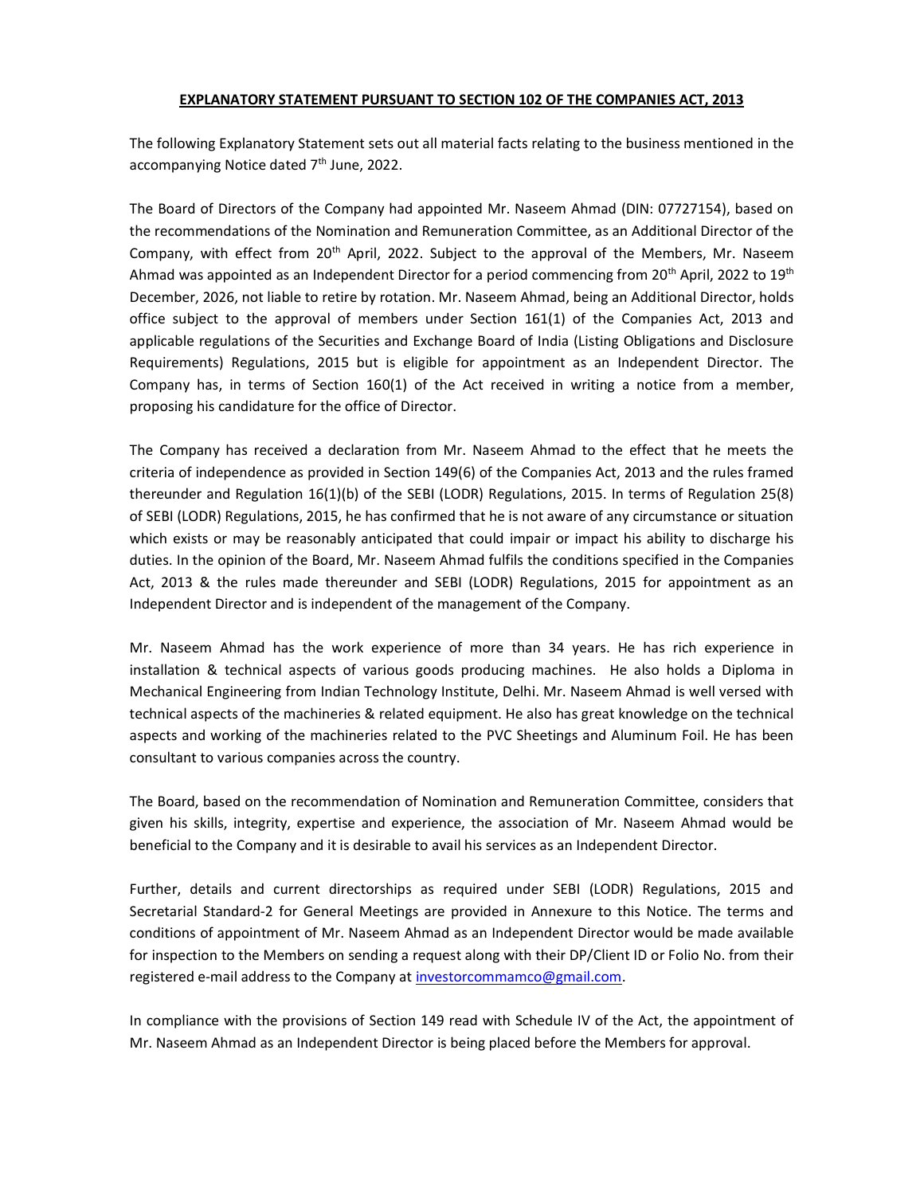## EXPLANATORY STATEMENT PURSUANT TO SECTION 102 OF THE COMPANIES ACT, 2013

The following Explanatory Statement sets out all material facts relating to the business mentioned in the accompanying Notice dated 7th June, 2022.

The Board of Directors of the Company had appointed Mr. Naseem Ahmad (DIN: 07727154), based on the recommendations of the Nomination and Remuneration Committee, as an Additional Director of the Company, with effect from 20th April, 2022. Subject to the approval of the Members, Mr. Naseem Ahmad was appointed as an Independent Director for a period commencing from 20th April, 2022 to 19th December, 2026, not liable to retire by rotation. Mr. Naseem Ahmad, being an Additional Director, holds office subject to the approval of members under Section 161(1) of the Companies Act, 2013 and applicable regulations of the Securities and Exchange Board of India (Listing Obligations and Disclosure Requirements) Regulations, 2015 but is eligible for appointment as an Independent Director. The Company has, in terms of Section 160(1) of the Act received in writing a notice from a member, proposing his candidature for the office of Director.

The Company has received a declaration from Mr. Naseem Ahmad to the effect that he meets the criteria of independence as provided in Section 149(6) of the Companies Act, 2013 and the rules framed thereunder and Regulation 16(1)(b) of the SEBI (LODR) Regulations, 2015. In terms of Regulation 25(8) of SEBI (LODR) Regulations, 2015, he has confirmed that he is not aware of any circumstance or situation which exists or may be reasonably anticipated that could impair or impact his ability to discharge his duties. In the opinion of the Board, Mr. Naseem Ahmad fulfils the conditions specified in the Companies Act, 2013 & the rules made thereunder and SEBI (LODR) Regulations, 2015 for appointment as an Independent Director and is independent of the management of the Company.

Mr. Naseem Ahmad has the work experience of more than 34 years. He has rich experience in installation & technical aspects of various goods producing machines. He also holds a Diploma in Mechanical Engineering from Indian Technology Institute, Delhi. Mr. Naseem Ahmad is well versed with technical aspects of the machineries & related equipment. He also has great knowledge on the technical aspects and working of the machineries related to the PVC Sheetings and Aluminum Foil. He has been consultant to various companies across the country.

The Board, based on the recommendation of Nomination and Remuneration Committee, considers that given his skills, integrity, expertise and experience, the association of Mr. Naseem Ahmad would be beneficial to the Company and it is desirable to avail his services as an Independent Director.

Further, details and current directorships as required under SEBI (LODR) Regulations, 2015 and Secretarial Standard-2 for General Meetings are provided in Annexure to this Notice. The terms and conditions of appointment of Mr. Naseem Ahmad as an Independent Director would be made available for inspection to the Members on sending a request along with their DP/Client ID or Folio No. from their registered e-mail address to the Company at investorcommamco@gmail.com.

In compliance with the provisions of Section 149 read with Schedule IV of the Act, the appointment of Mr. Naseem Ahmad as an Independent Director is being placed before the Members for approval.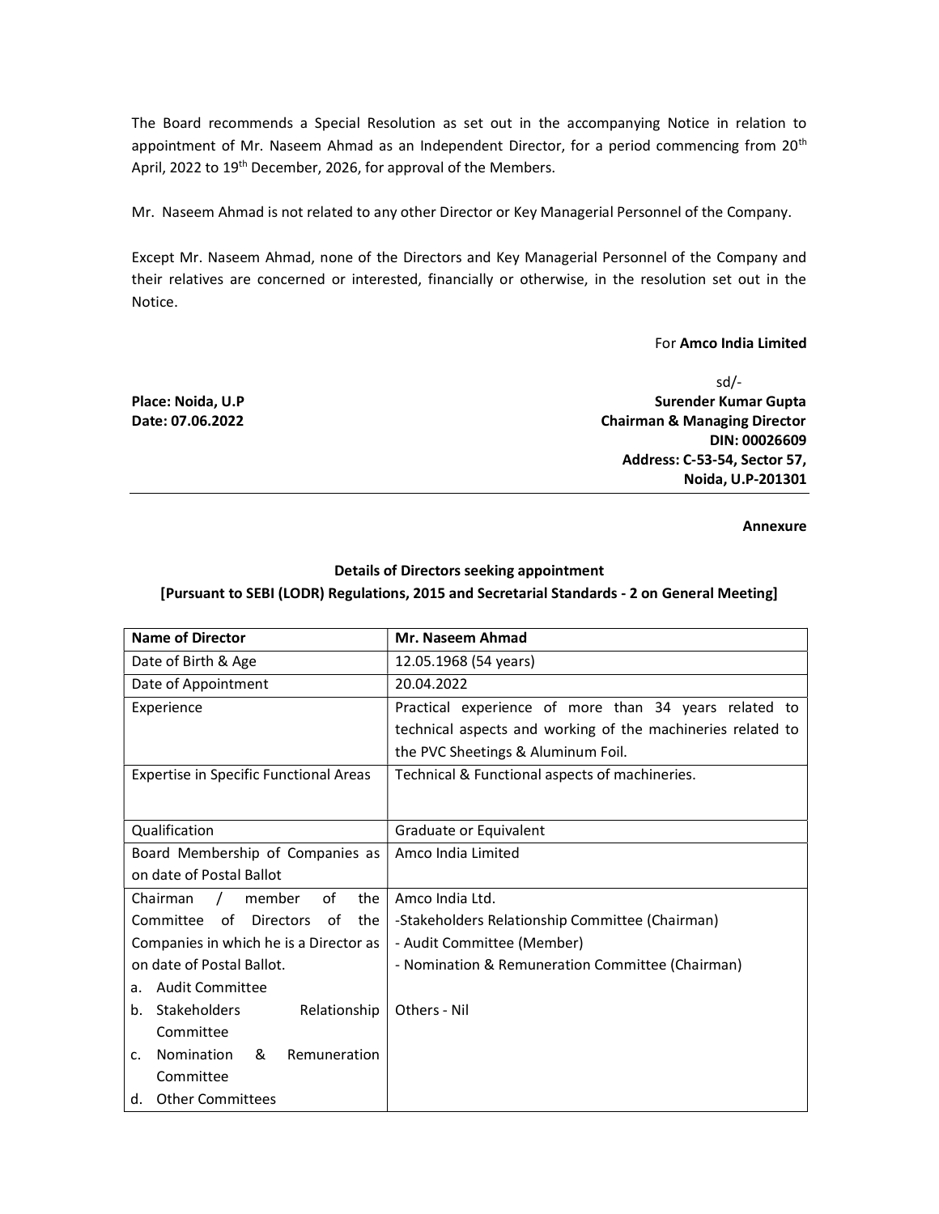The Board recommends a Special Resolution as set out in the accompanying Notice in relation to appointment of Mr. Naseem Ahmad as an Independent Director, for a period commencing from 20th April, 2022 to 19th December, 2026, for approval of the Members.

Mr. Naseem Ahmad is not related to any other Director or Key Managerial Personnel of the Company.

Except Mr. Naseem Ahmad, none of the Directors and Key Managerial Personnel of the Company and their relatives are concerned or interested, financially or otherwise, in the resolution set out in the Notice.

For **Amco India Limited**

sd/-
**Surender Kumar Gupta**
**Chairman & Managing Director**
**DIN: 00026609**
**Address: C-53-54, Sector 57, Noida, U.P-201301**

**Place: Noida, U.P**
**Date: 07.06.2022**

---

**Annexure**

**Details of Directors seeking appointment**
**[Pursuant to SEBI (LODR) Regulations, 2015 and Secretarial Standards - 2 on General Meeting]**

| **Name of Director** | **Mr. Naseem Ahmad** |
|---|---|
| Date of Birth & Age | 12.05.1968 (54 years) |
| Date of Appointment | 20.04.2022 |
| Experience | Practical experience of more than 34 years related to technical aspects and working of the machineries related to the PVC Sheetings & Aluminum Foil. |
| Expertise in Specific Functional Areas | Technical & Functional aspects of machineries. |
| Qualification | Graduate or Equivalent |
| Board Membership of Companies as on date of Postal Ballot | Amco India Limited |
| Chairman / member of the Committee of Directors of the Companies in which he is a Director as on date of Postal Ballot.<br>a. Audit Committee<br>b. Stakeholders Relationship Committee<br>c. Nomination & Remuneration Committee<br>d. Other Committees | Amco India Ltd.<br>-Stakeholders Relationship Committee (Chairman)<br>- Audit Committee (Member)<br>- Nomination & Remuneration Committee (Chairman)<br><br>Others - Nil |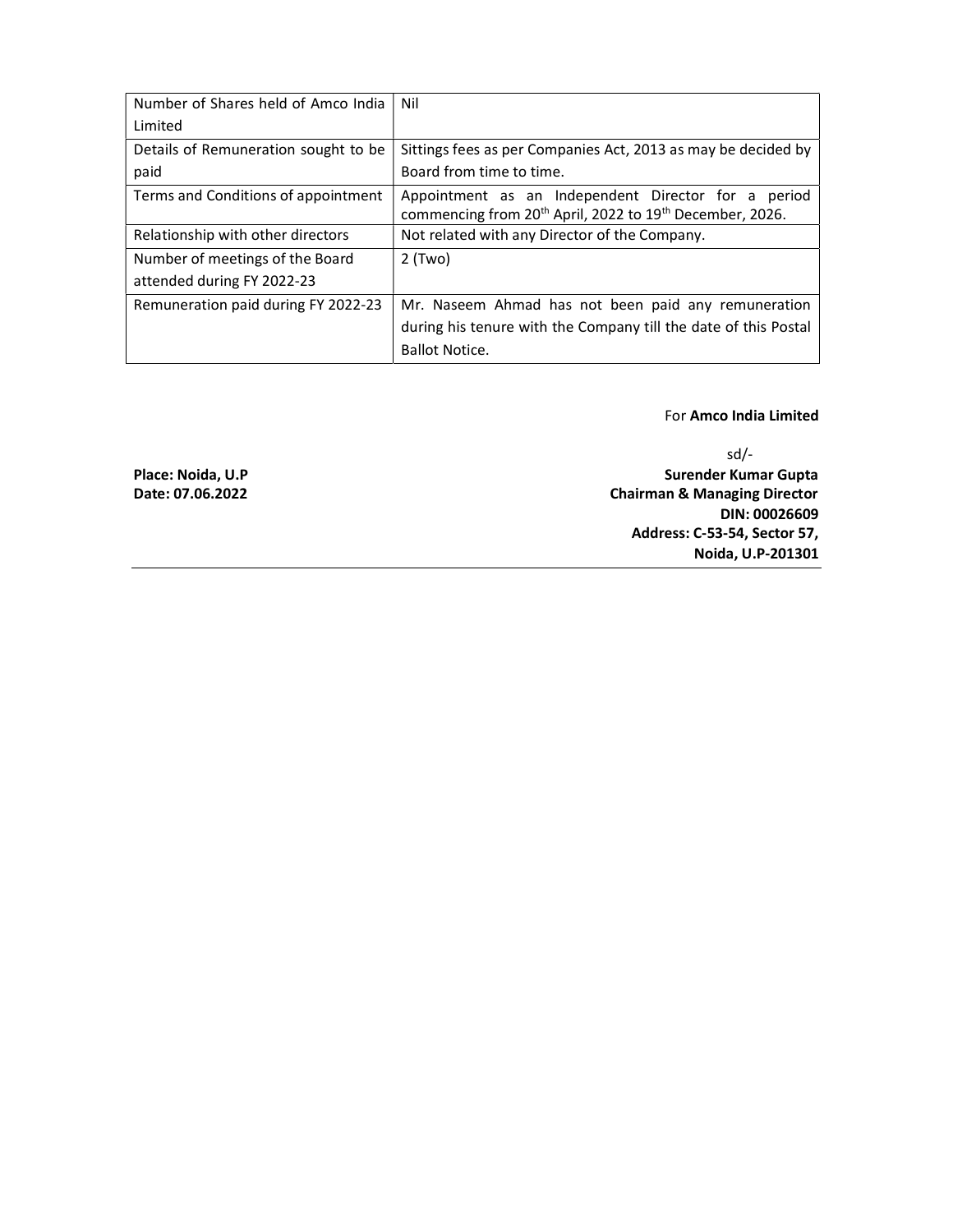| | |
|---|---|
| Number of Shares held of Amco India Limited | Nil |
| Details of Remuneration sought to be paid | Sittings fees as per Companies Act, 2013 as may be decided by Board from time to time. |
| Terms and Conditions of appointment | Appointment as an Independent Director for a period commencing from 20th April, 2022 to 19th December, 2026. |
| Relationship with other directors | Not related with any Director of the Company. |
| Number of meetings of the Board attended during FY 2022-23 | 2 (Two) |
| Remuneration paid during FY 2022-23 | Mr. Naseem Ahmad has not been paid any remuneration during his tenure with the Company till the date of this Postal Ballot Notice. |

For **Amco India Limited**

sd/-

**Place: Noida, U.P**
**Date: 07.06.2022**

**Surender Kumar Gupta**
**Chairman & Managing Director**
**DIN: 00026609**
**Address: C-53-54, Sector 57, Noida, U.P-201301**